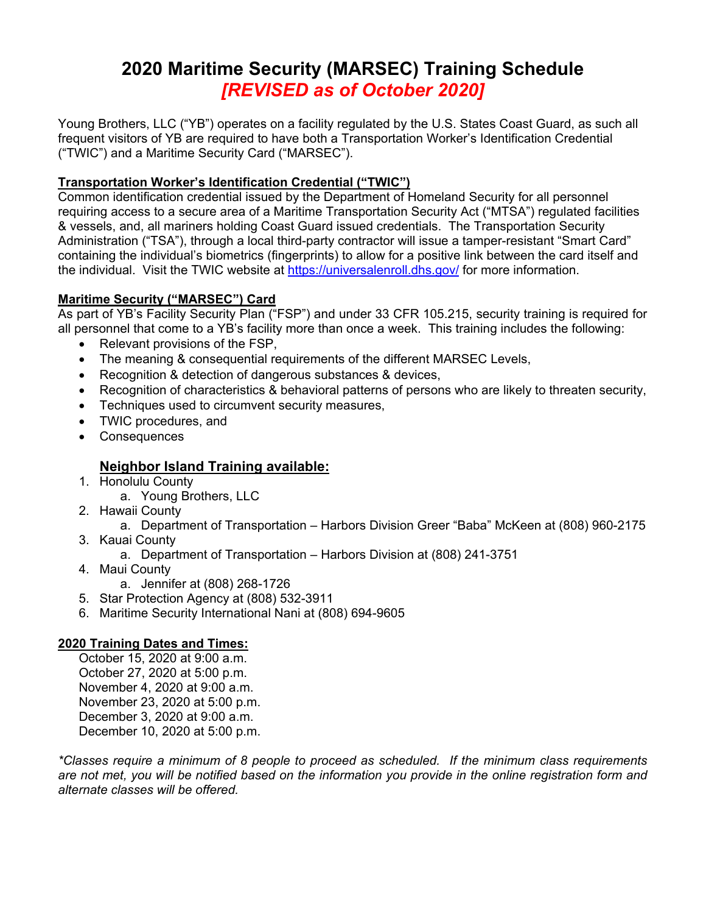# 2020 Maritime Security (MARSEC) Training Schedule
## *[REVISED as of October 2020]*

Young Brothers, LLC ("YB") operates on a facility regulated by the U.S. States Coast Guard, as such all frequent visitors of YB are required to have both a Transportation Worker's Identification Credential ("TWIC") and a Maritime Security Card ("MARSEC").

**Transportation Worker's Identification Credential ("TWIC")**

Common identification credential issued by the Department of Homeland Security for all personnel requiring access to a secure area of a Maritime Transportation Security Act ("MTSA") regulated facilities & vessels, and, all mariners holding Coast Guard issued credentials. The Transportation Security Administration ("TSA"), through a local third-party contractor will issue a tamper-resistant "Smart Card" containing the individual's biometrics (fingerprints) to allow for a positive link between the card itself and the individual. Visit the TWIC website at https://universalenroll.dhs.gov/ for more information.

**Maritime Security ("MARSEC") Card**

As part of YB's Facility Security Plan ("FSP") and under 33 CFR 105.215, security training is required for all personnel that come to a YB's facility more than once a week. This training includes the following:

- Relevant provisions of the FSP,
- The meaning & consequential requirements of the different MARSEC Levels,
- Recognition & detection of dangerous substances & devices,
- Recognition of characteristics & behavioral patterns of persons who are likely to threaten security,
- Techniques used to circumvent security measures,
- TWIC procedures, and
- Consequences

**Neighbor Island Training available:**

1. Honolulu County
   a. Young Brothers, LLC
2. Hawaii County
   a. Department of Transportation – Harbors Division Greer "Baba" McKeen at (808) 960-2175
3. Kauai County
   a. Department of Transportation – Harbors Division at (808) 241-3751
4. Maui County
   a. Jennifer at (808) 268-1726
5. Star Protection Agency at (808) 532-3911
6. Maritime Security International Nani at (808) 694-9605

**2020 Training Dates and Times:**

October 15, 2020 at 9:00 a.m.
October 27, 2020 at 5:00 p.m.
November 4, 2020 at 9:00 a.m.
November 23, 2020 at 5:00 p.m.
December 3, 2020 at 9:00 a.m.
December 10, 2020 at 5:00 p.m.

*\*Classes require a minimum of 8 people to proceed as scheduled. If the minimum class requirements are not met, you will be notified based on the information you provide in the online registration form and alternate classes will be offered.*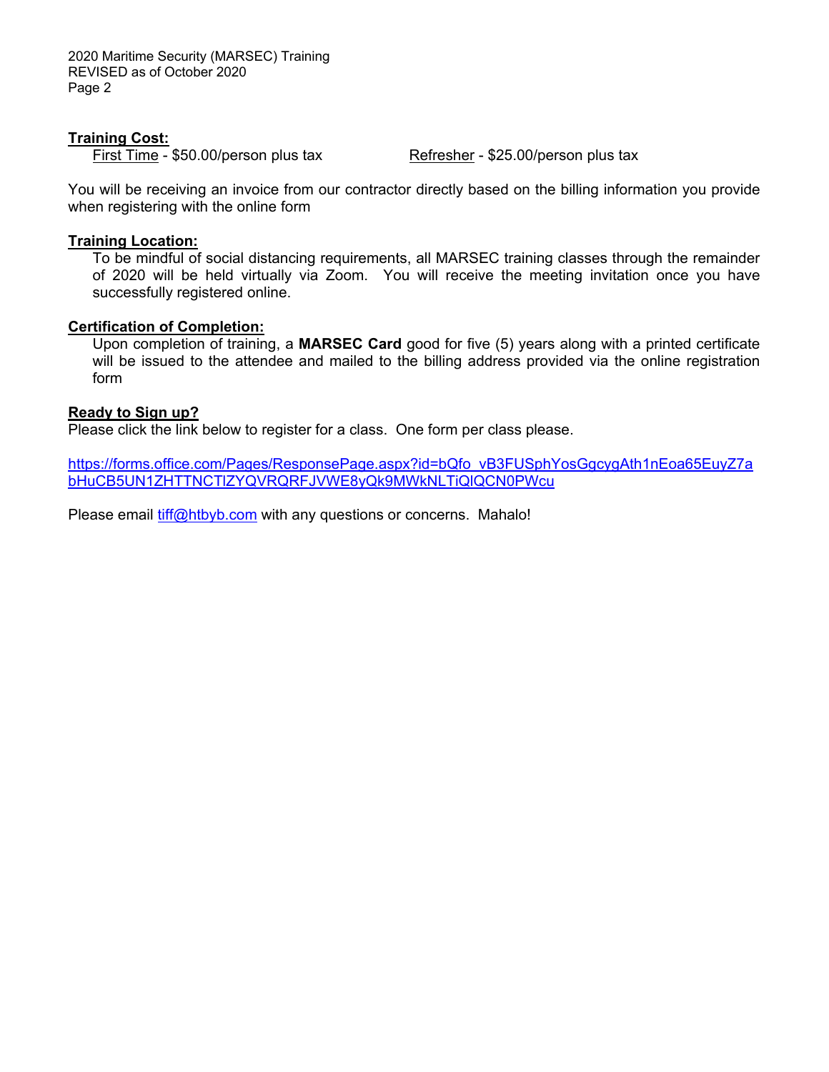**Training Cost:**

First Time - $50.00/person plus tax    Refresher - $25.00/person plus tax

You will be receiving an invoice from our contractor directly based on the billing information you provide when registering with the online form

**Training Location:**

To be mindful of social distancing requirements, all MARSEC training classes through the remainder of 2020 will be held virtually via Zoom. You will receive the meeting invitation once you have successfully registered online.

**Certification of Completion:**

Upon completion of training, a **MARSEC Card** good for five (5) years along with a printed certificate will be issued to the attendee and mailed to the billing address provided via the online registration form

**Ready to Sign up?**

Please click the link below to register for a class. One form per class please.

https://forms.office.com/Pages/ResponsePage.aspx?id=bQfo_vB3FUSphYosGgcygAth1nEoa65EuyZ7abHuCB5UN1ZHTTNCTlZYQVRQRFJVWE8yQk9MWkNLTiQlQCN0PWcu

Please email tiff@htbyb.com with any questions or concerns. Mahalo!